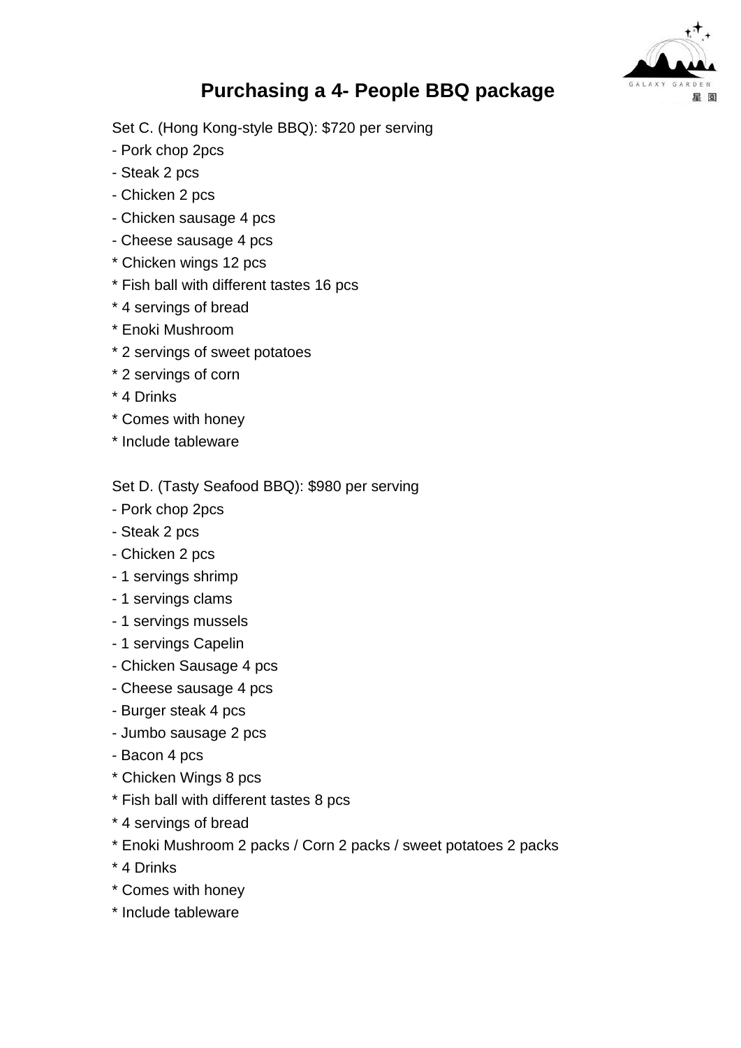# Purchasing a 4- People BBQ package

Set C. (Hong Kong-style BBQ): $720 per serving

- Pork chop 2pcs
- Steak 2 pcs
- Chicken 2 pcs
- Chicken sausage 4 pcs
- Cheese sausage 4 pcs

* Chicken wings 12 pcs
* Fish ball with different tastes 16 pcs
* 4 servings of bread
* Enoki Mushroom
* 2 servings of sweet potatoes
* 2 servings of corn
* 4 Drinks
* Comes with honey
* Include tableware

Set D. (Tasty Seafood BBQ): $980 per serving

- Pork chop 2pcs
- Steak 2 pcs
- Chicken 2 pcs
- 1 servings shrimp
- 1 servings clams
- 1 servings mussels
- 1 servings Capelin
- Chicken Sausage 4 pcs
- Cheese sausage 4 pcs
- Burger steak 4 pcs
- Jumbo sausage 2 pcs
- Bacon 4 pcs

* Chicken Wings 8 pcs
* Fish ball with different tastes 8 pcs
* 4 servings of bread
* Enoki Mushroom 2 packs / Corn 2 packs / sweet potatoes 2 packs
* 4 Drinks
* Comes with honey
* Include tableware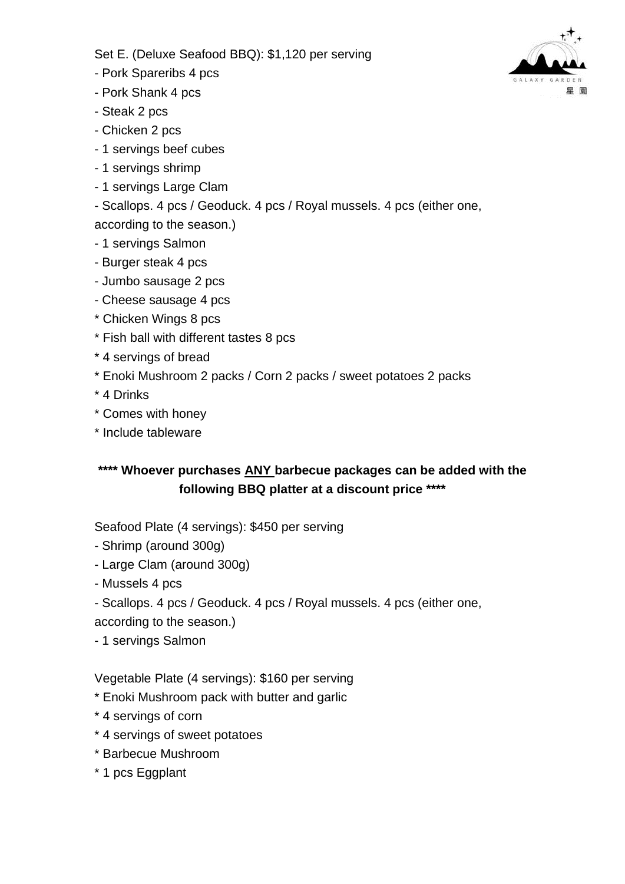Set E. (Deluxe Seafood BBQ): $1,120 per serving

- Pork Spareribs 4 pcs
- Pork Shank 4 pcs
- Steak 2 pcs
- Chicken 2 pcs
- 1 servings beef cubes
- 1 servings shrimp
- 1 servings Large Clam
- Scallops. 4 pcs / Geoduck. 4 pcs / Royal mussels. 4 pcs (either one, according to the season.)
- 1 servings Salmon
- Burger steak 4 pcs
- Jumbo sausage 2 pcs
- Cheese sausage 4 pcs

* Chicken Wings 8 pcs
* Fish ball with different tastes 8 pcs
* 4 servings of bread
* Enoki Mushroom 2 packs / Corn 2 packs / sweet potatoes 2 packs
* 4 Drinks
* Comes with honey
* Include tableware

**\*\*\*\* Whoever purchases <u>ANY</u> barbecue packages can be added with the following BBQ platter at a discount price \*\*\*\***

Seafood Plate (4 servings): $450 per serving

- Shrimp (around 300g)
- Large Clam (around 300g)
- Mussels 4 pcs
- Scallops. 4 pcs / Geoduck. 4 pcs / Royal mussels. 4 pcs (either one, according to the season.)
- 1 servings Salmon

Vegetable Plate (4 servings): $160 per serving

* Enoki Mushroom pack with butter and garlic
* 4 servings of corn
* 4 servings of sweet potatoes
* Barbecue Mushroom
* 1 pcs Eggplant